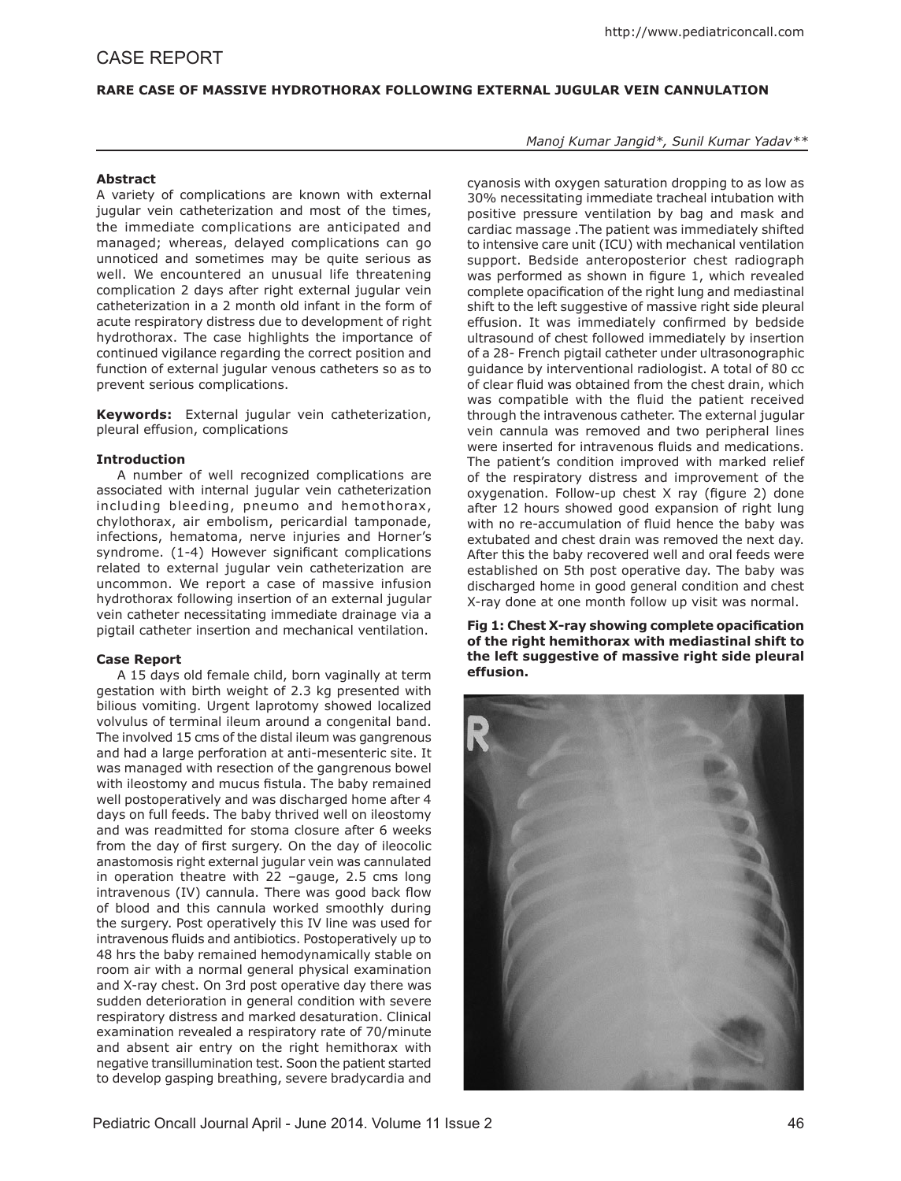## CASE REPORT

### RARE CASE OF MASSIVE HYDROTHORAX FOLLOWING EXTERNAL JUGULAR VEIN CANNULATION

*Manoj Kumar Jangid\*, Sunil Kumar Yadav\*\**

**Abstract**

A variety of complications are known with external jugular vein catheterization and most of the times, the immediate complications are anticipated and managed; whereas, delayed complications can go unnoticed and sometimes may be quite serious as well. We encountered an unusual life threatening complication 2 days after right external jugular vein catheterization in a 2 month old infant in the form of acute respiratory distress due to development of right hydrothorax. The case highlights the importance of continued vigilance regarding the correct position and function of external jugular venous catheters so as to prevent serious complications.

**Keywords:** External jugular vein catheterization, pleural effusion, complications

**Introduction**

A number of well recognized complications are associated with internal jugular vein catheterization including bleeding, pneumo and hemothorax, chylothorax, air embolism, pericardial tamponade, infections, hematoma, nerve injuries and Horner's syndrome. (1-4) However significant complications related to external jugular vein catheterization are uncommon. We report a case of massive infusion hydrothorax following insertion of an external jugular vein catheter necessitating immediate drainage via a pigtail catheter insertion and mechanical ventilation.

**Case Report**

A 15 days old female child, born vaginally at term gestation with birth weight of 2.3 kg presented with bilious vomiting. Urgent laprotomy showed localized volvulus of terminal ileum around a congenital band. The involved 15 cms of the distal ileum was gangrenous and had a large perforation at anti-mesenteric site. It was managed with resection of the gangrenous bowel with ileostomy and mucus fistula. The baby remained well postoperatively and was discharged home after 4 days on full feeds. The baby thrived well on ileostomy and was readmitted for stoma closure after 6 weeks from the day of first surgery. On the day of ileocolic anastomosis right external jugular vein was cannulated in operation theatre with 22 –gauge, 2.5 cms long intravenous (IV) cannula. There was good back flow of blood and this cannula worked smoothly during the surgery. Post operatively this IV line was used for intravenous fluids and antibiotics. Postoperatively up to 48 hrs the baby remained hemodynamically stable on room air with a normal general physical examination and X-ray chest. On 3rd post operative day there was sudden deterioration in general condition with severe respiratory distress and marked desaturation. Clinical examination revealed a respiratory rate of 70/minute and absent air entry on the right hemithorax with negative transillumination test. Soon the patient started to develop gasping breathing, severe bradycardia and cyanosis with oxygen saturation dropping to as low as 30% necessitating immediate tracheal intubation with positive pressure ventilation by bag and mask and cardiac massage .The patient was immediately shifted to intensive care unit (ICU) with mechanical ventilation support. Bedside anteroposterior chest radiograph was performed as shown in figure 1, which revealed complete opacification of the right lung and mediastinal shift to the left suggestive of massive right side pleural effusion. It was immediately confirmed by bedside ultrasound of chest followed immediately by insertion of a 28- French pigtail catheter under ultrasonographic guidance by interventional radiologist. A total of 80 cc of clear fluid was obtained from the chest drain, which was compatible with the fluid the patient received through the intravenous catheter. The external jugular vein cannula was removed and two peripheral lines were inserted for intravenous fluids and medications. The patient's condition improved with marked relief of the respiratory distress and improvement of the oxygenation. Follow-up chest X ray (figure 2) done after 12 hours showed good expansion of right lung with no re-accumulation of fluid hence the baby was extubated and chest drain was removed the next day. After this the baby recovered well and oral feeds were established on 5th post operative day. The baby was discharged home in good general condition and chest X-ray done at one month follow up visit was normal.

**Fig 1: Chest X-ray showing complete opacification of the right hemithorax with mediastinal shift to the left suggestive of massive right side pleural effusion.**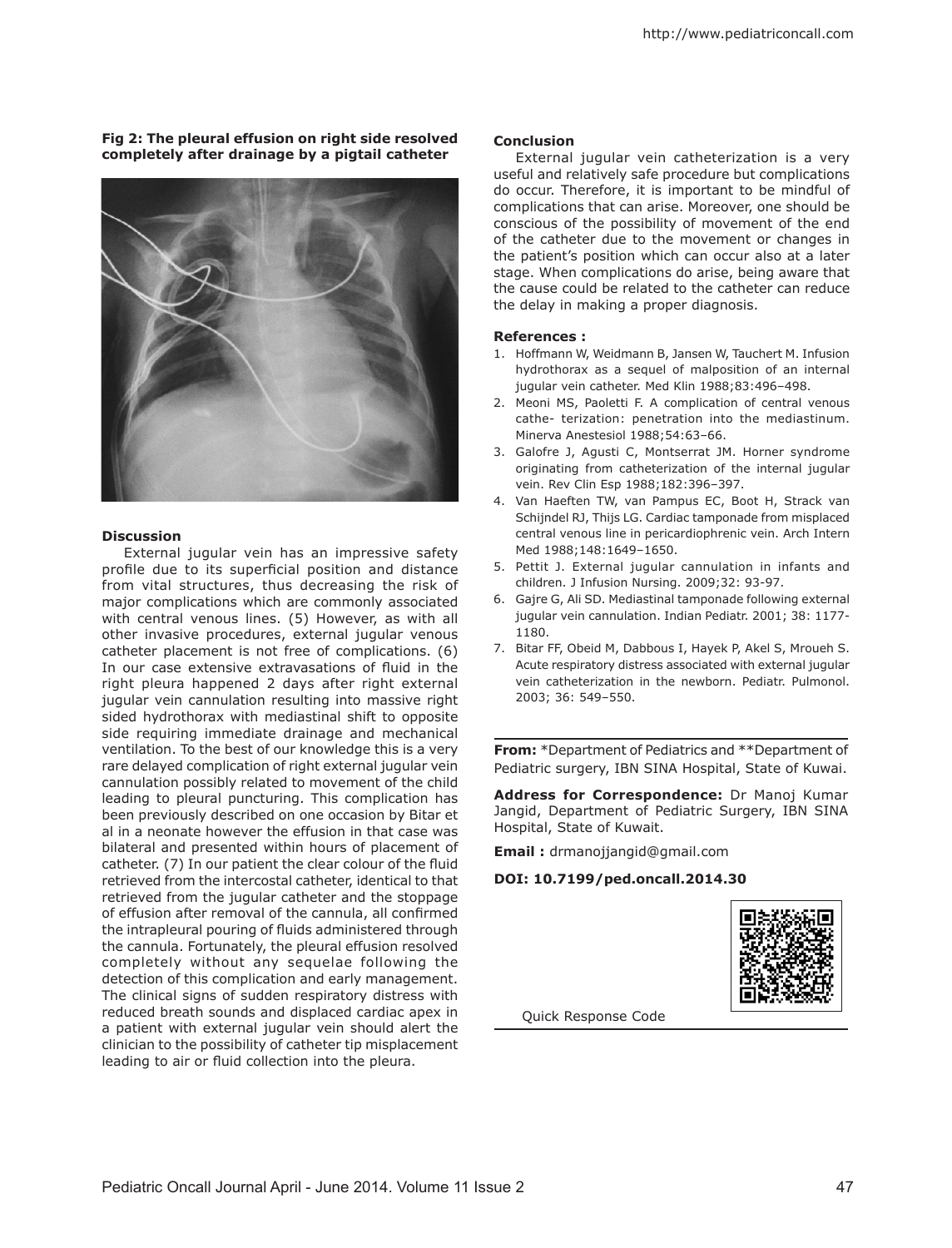**Fig 2: The pleural effusion on right side resolved completely after drainage by a pigtail catheter**

## Discussion

External jugular vein has an impressive safety profile due to its superficial position and distance from vital structures, thus decreasing the risk of major complications which are commonly associated with central venous lines. (5) However, as with all other invasive procedures, external jugular venous catheter placement is not free of complications. (6) In our case extensive extravasations of fluid in the right pleura happened 2 days after right external jugular vein cannulation resulting into massive right sided hydrothorax with mediastinal shift to opposite side requiring immediate drainage and mechanical ventilation. To the best of our knowledge this is a very rare delayed complication of right external jugular vein cannulation possibly related to movement of the child leading to pleural puncturing. This complication has been previously described on one occasion by Bitar et al in a neonate however the effusion in that case was bilateral and presented within hours of placement of catheter. (7) In our patient the clear colour of the fluid retrieved from the intercostal catheter, identical to that retrieved from the jugular catheter and the stoppage of effusion after removal of the cannula, all confirmed the intrapleural pouring of fluids administered through the cannula. Fortunately, the pleural effusion resolved completely without any sequelae following the detection of this complication and early management. The clinical signs of sudden respiratory distress with reduced breath sounds and displaced cardiac apex in a patient with external jugular vein should alert the clinician to the possibility of catheter tip misplacement leading to air or fluid collection into the pleura.

## Conclusion

External jugular vein catheterization is a very useful and relatively safe procedure but complications do occur. Therefore, it is important to be mindful of complications that can arise. Moreover, one should be conscious of the possibility of movement of the end of the catheter due to the movement or changes in the patient's position which can occur also at a later stage. When complications do arise, being aware that the cause could be related to the catheter can reduce the delay in making a proper diagnosis.

## References :

1. Hoffmann W, Weidmann B, Jansen W, Tauchert M. Infusion hydrothorax as a sequel of malposition of an internal jugular vein catheter. Med Klin 1988;83:496–498.
2. Meoni MS, Paoletti F. A complication of central venous cathe- terization: penetration into the mediastinum. Minerva Anestesiol 1988;54:63–66.
3. Galofre J, Agusti C, Montserrat JM. Horner syndrome originating from catheterization of the internal jugular vein. Rev Clin Esp 1988;182:396–397.
4. Van Haeften TW, van Pampus EC, Boot H, Strack van Schijndel RJ, Thijs LG. Cardiac tamponade from misplaced central venous line in pericardiophrenic vein. Arch Intern Med 1988;148:1649–1650.
5. Pettit J. External jugular cannulation in infants and children. J Infusion Nursing. 2009;32: 93-97.
6. Gajre G, Ali SD. Mediastinal tamponade following external jugular vein cannulation. Indian Pediatr. 2001; 38: 1177-1180.
7. Bitar FF, Obeid M, Dabbous I, Hayek P, Akel S, Mroueh S. Acute respiratory distress associated with external jugular vein catheterization in the newborn. Pediatr. Pulmonol. 2003; 36: 549–550.

---

**From:** *Department of Pediatrics and **Department of Pediatric surgery, IBN SINA Hospital, State of Kuwai.

**Address for Correspondence:** Dr Manoj Kumar Jangid, Department of Pediatric Surgery, IBN SINA Hospital, State of Kuwait.

**Email :** drmanojjangid@gmail.com

**DOI: 10.7199/ped.oncall.2014.30**

Quick Response Code